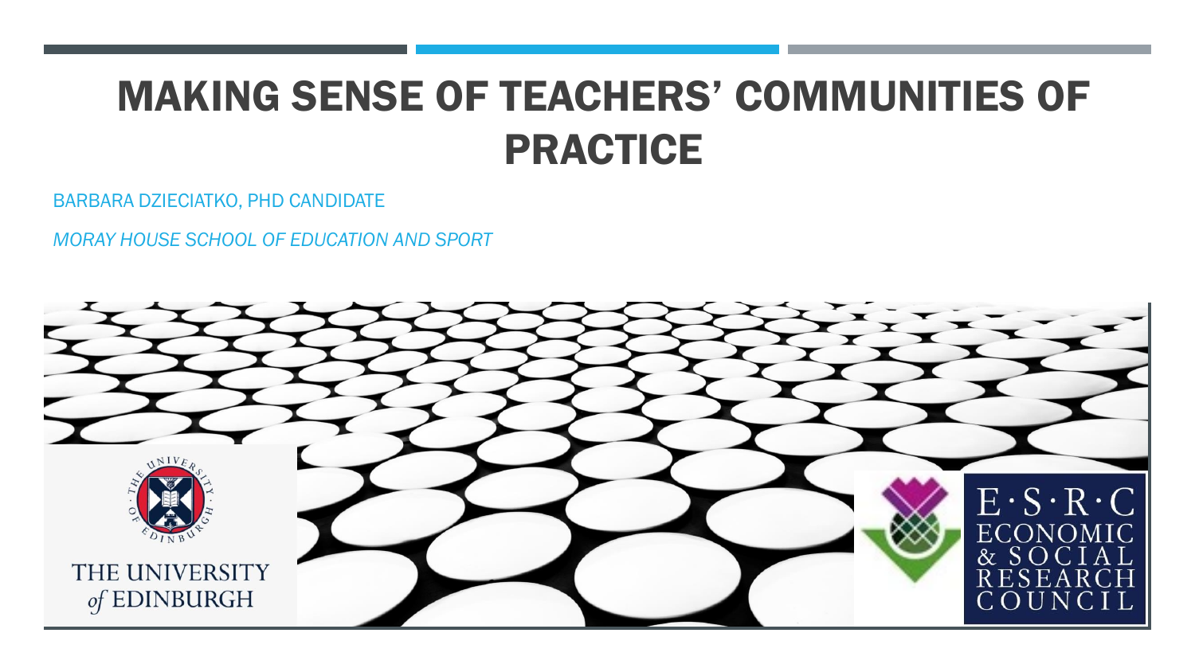# MAKING SENSE OF TEACHERS' COMMUNITIES OF PRACTICE

BARBARA DZIECIATKO, PHD CANDIDATE

*MORAY HOUSE SCHOOL OF EDUCATION AND SPORT*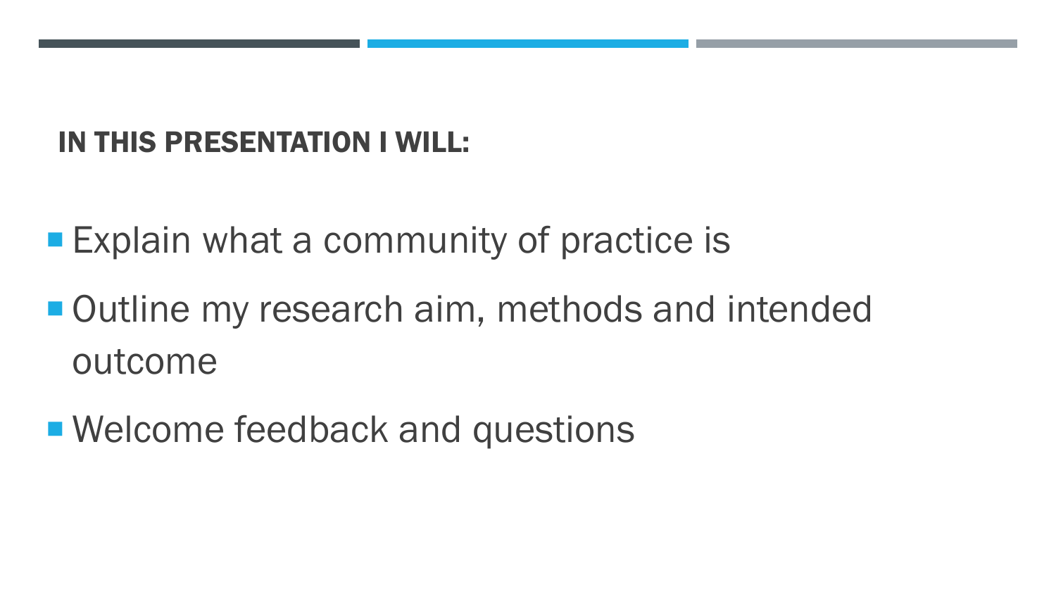## IN THIS PRESENTATION I WILL:

- Explain what a community of practice is
- Outline my research aim, methods and intended outcome
- Welcome feedback and questions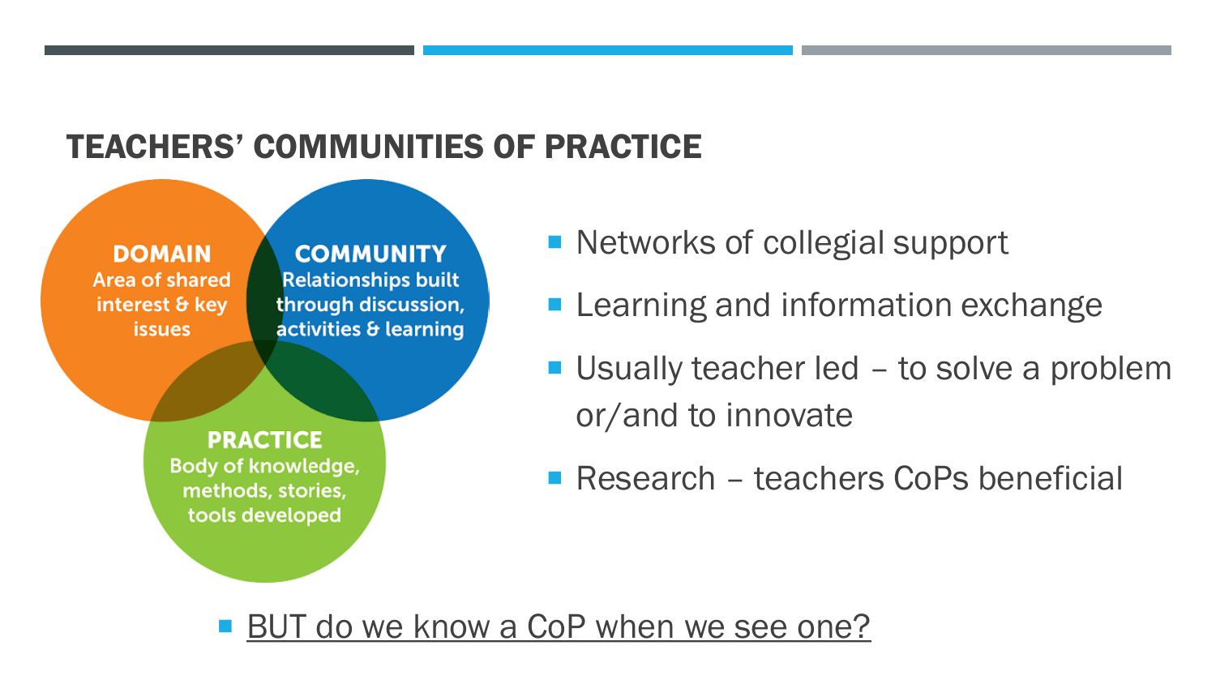## TEACHERS' COMMUNITIES OF PRACTICE

**DOMAIN**
Area of shared interest & key issues

**COMMUNITY**
Relationships built through discussion, activities & learning

**PRACTICE**
Body of knowledge, methods, stories, tools developed

- Networks of collegial support
- Learning and information exchange
- Usually teacher led – to solve a problem or/and to innovate
- Research – teachers CoPs beneficial

- <u>BUT do we know a CoP when we see one?</u>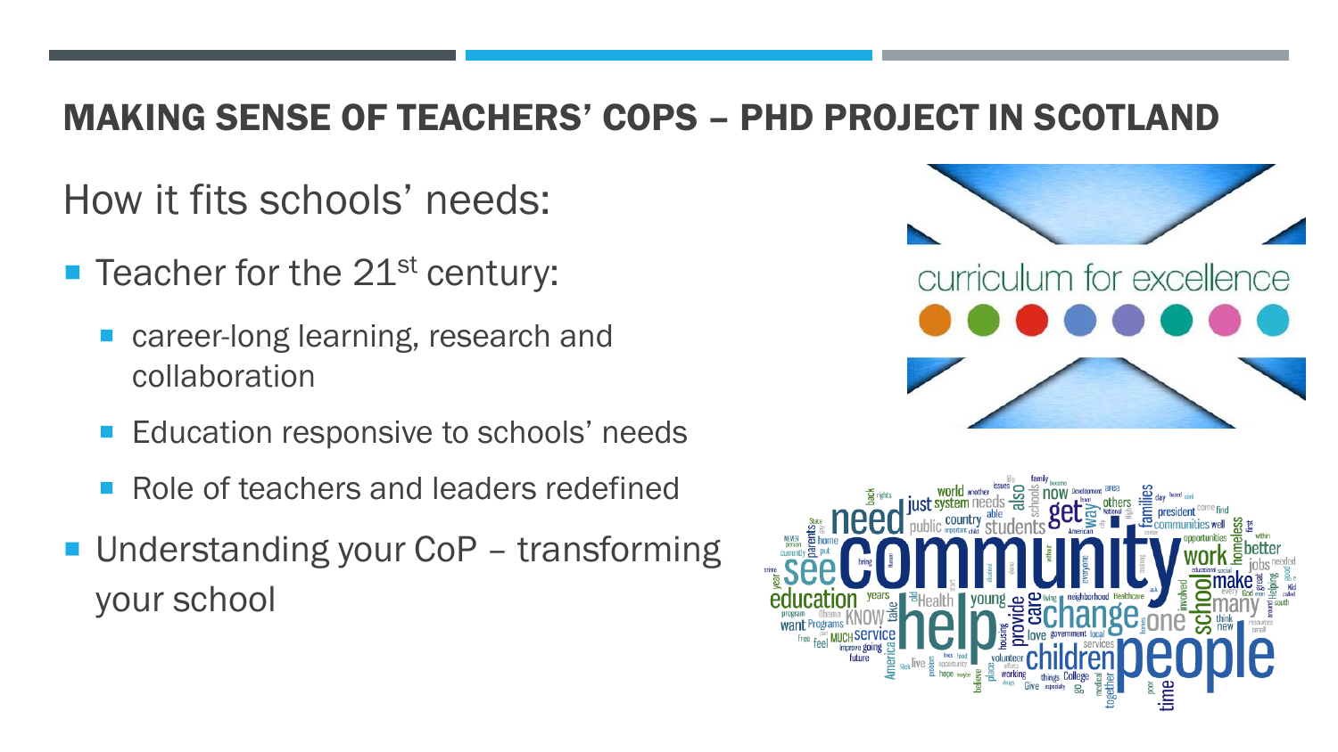# MAKING SENSE OF TEACHERS' COPS – PHD PROJECT IN SCOTLAND

How it fits schools' needs:

- Teacher for the 21st century:
  - career-long learning, research and collaboration
  - Education responsive to schools' needs
  - Role of teachers and leaders redefined
- Understanding your CoP – transforming your school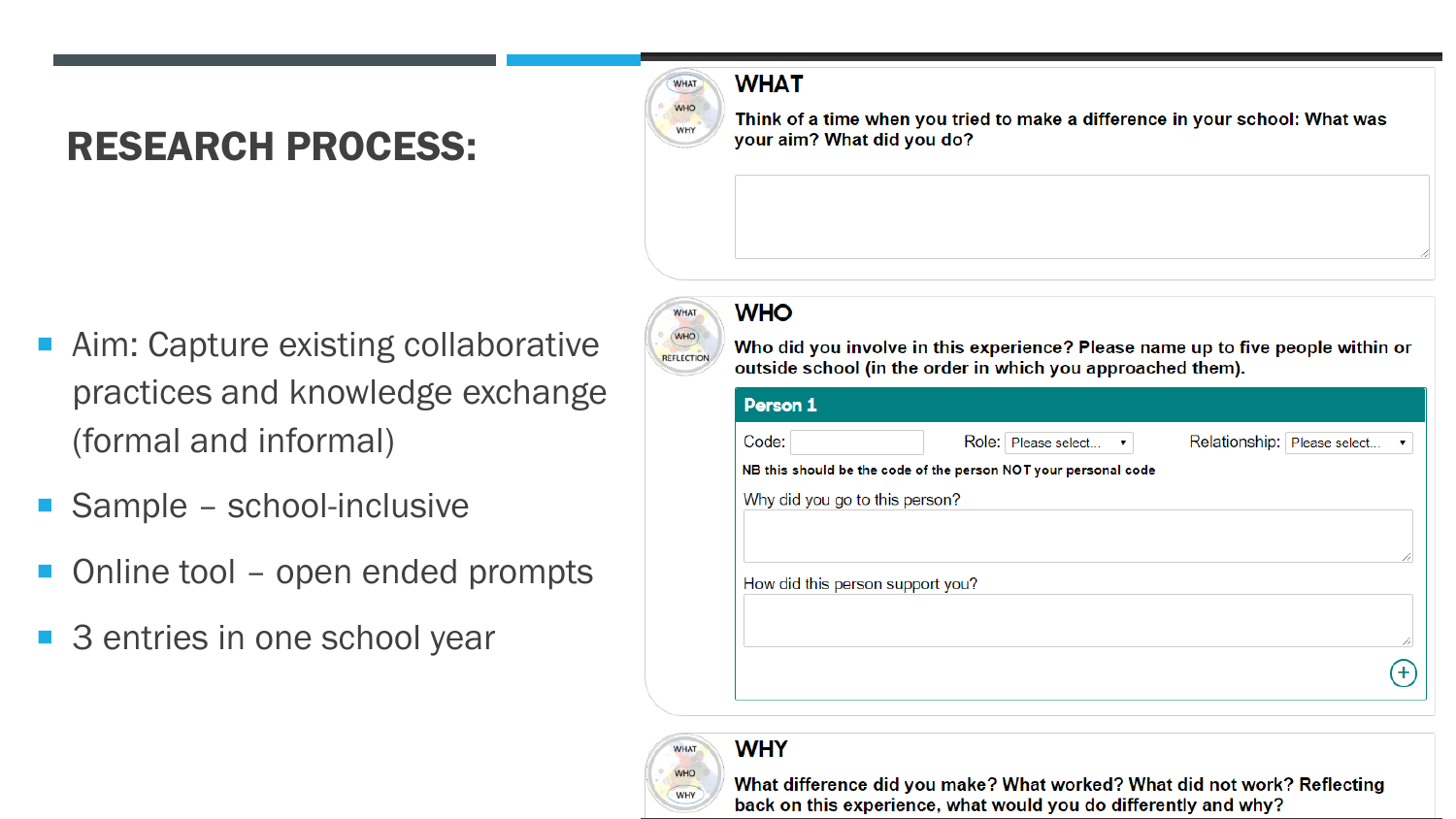# RESEARCH PROCESS:

- Aim: Capture existing collaborative practices and knowledge exchange (formal and informal)
- Sample – school-inclusive
- Online tool – open ended prompts
- 3 entries in one school year

## WHAT

**Think of a time when you tried to make a difference in your school: What was your aim? What did you do?**

## WHO

**Who did you involve in this experience? Please name up to five people within or outside school (in the order in which you approached them).**

**Person 1**

Code: &nbsp;&nbsp; Role: Please select... &nbsp;&nbsp; Relationship: Please select...

**NB this should be the code of the person NOT your personal code**

Why did you go to this person?

How did this person support you?

## WHY

**What difference did you make? What worked? What did not work? Reflecting back on this experience, what would you do differently and why?**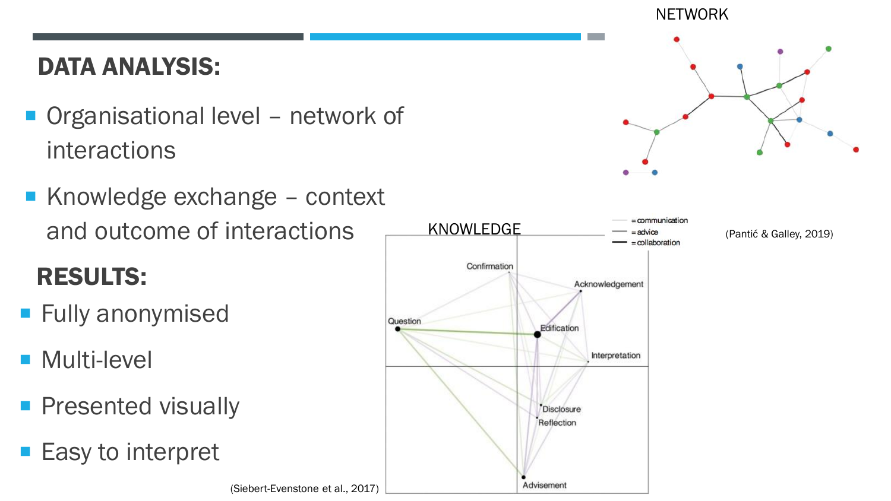## DATA ANALYSIS:

- Organisational level – network of interactions
- Knowledge exchange – context and outcome of interactions

## RESULTS:

- Fully anonymised
- Multi-level
- Presented visually
- Easy to interpret

NETWORK

= communication
= advice
= collaboration

(Pantić & Galley, 2019)

KNOWLEDGE

Confirmation, Acknowledgement, Question, Edification, Interpretation, Disclosure, Reflection, Advisement

(Siebert-Evenstone et al., 2017)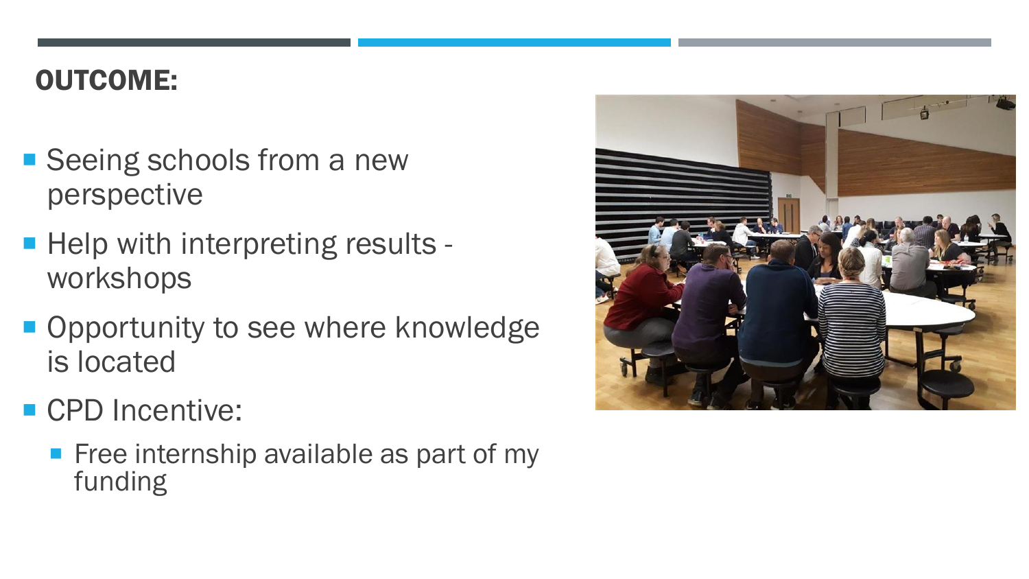## OUTCOME:

- Seeing schools from a new perspective
- Help with interpreting results - workshops
- Opportunity to see where knowledge is located
- CPD Incentive:
  - Free internship available as part of my funding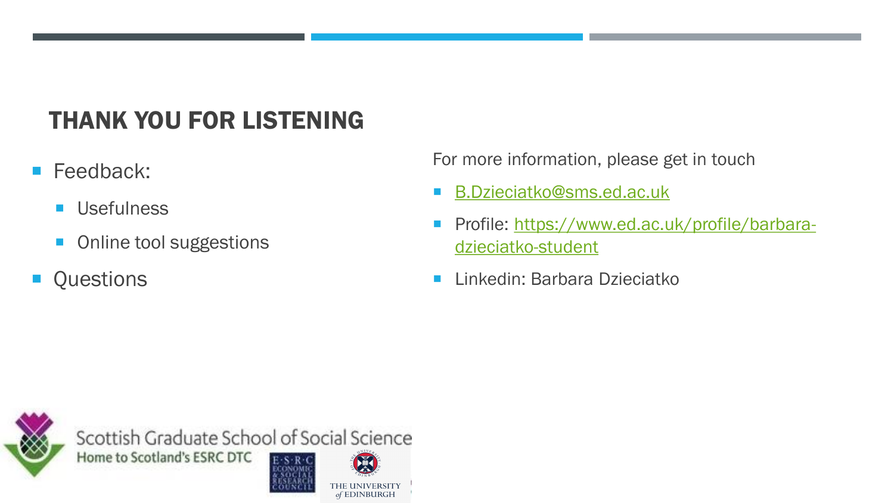## THANK YOU FOR LISTENING

- Feedback:
  - Usefulness
  - Online tool suggestions
- Questions

For more information, please get in touch

- B.Dzieciatko@sms.ed.ac.uk
- Profile: https://www.ed.ac.uk/profile/barbara-dzieciatko-student
- Linkedin: Barbara Dzieciatko

Scottish Graduate School of Social Science
Home to Scotland's ESRC DTC

E·S·R·C ECONOMIC & SOCIAL RESEARCH COUNCIL

THE UNIVERSITY of EDINBURGH